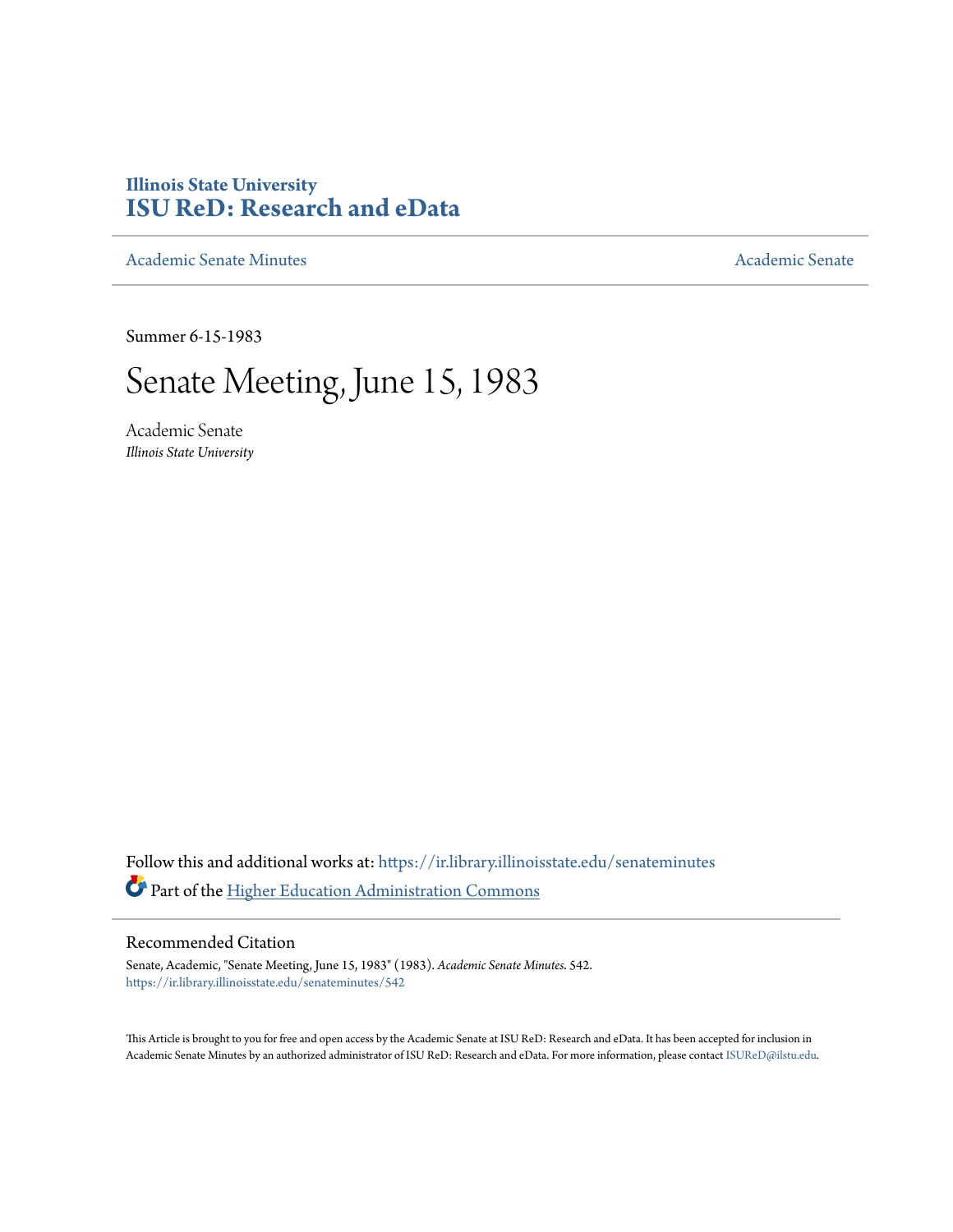**Illinois State University**
**ISU ReD: Research and eData**

Academic Senate Minutes | Academic Senate

Summer 6-15-1983

# Senate Meeting, June 15, 1983

Academic Senate
*Illinois State University*

Follow this and additional works at: https://ir.library.illinoisstate.edu/senateminutes

Part of the Higher Education Administration Commons

## Recommended Citation

Senate, Academic, "Senate Meeting, June 15, 1983" (1983). *Academic Senate Minutes*. 542.
https://ir.library.illinoisstate.edu/senateminutes/542

This Article is brought to you for free and open access by the Academic Senate at ISU ReD: Research and eData. It has been accepted for inclusion in Academic Senate Minutes by an authorized administrator of ISU ReD: Research and eData. For more information, please contact ISUReD@ilstu.edu.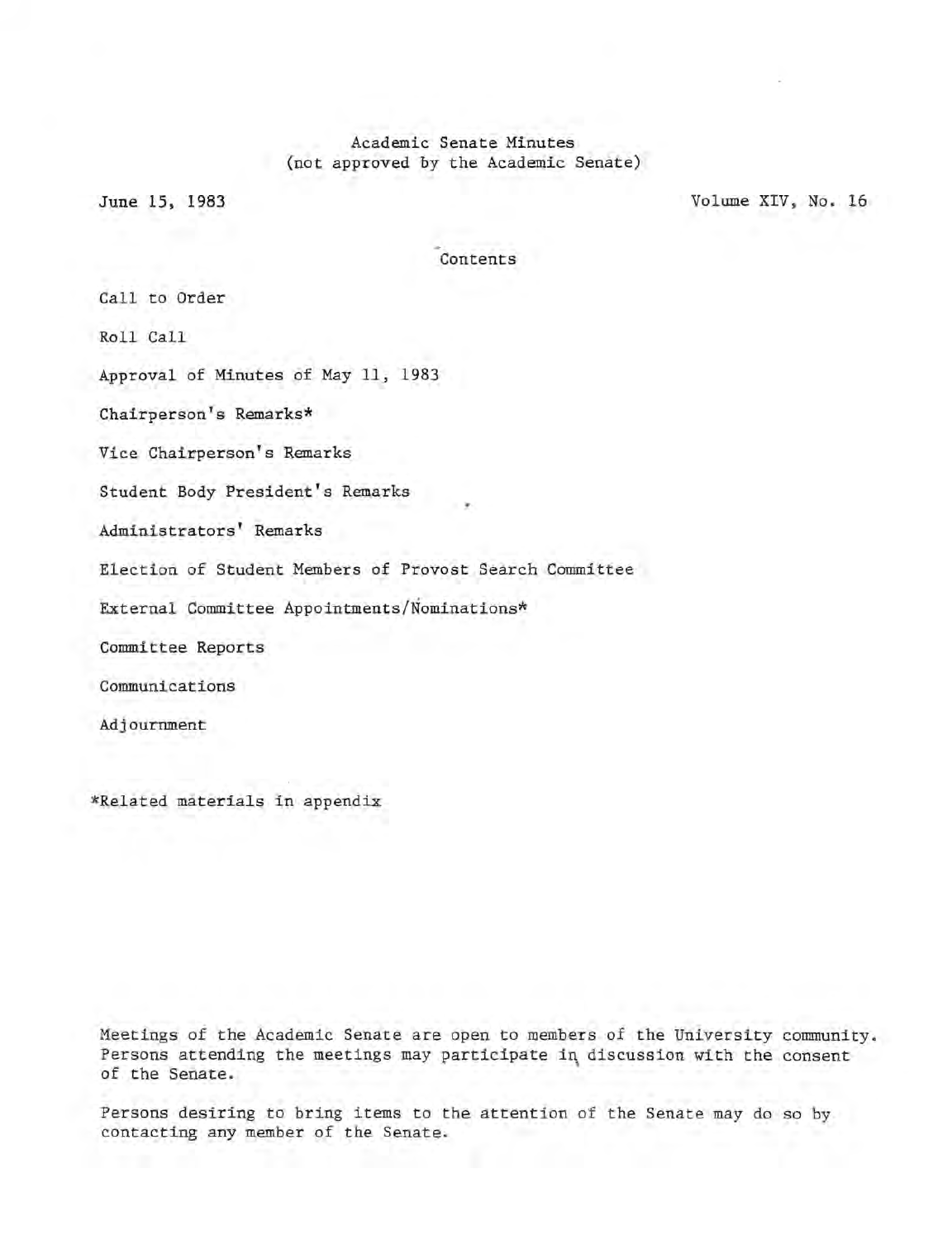Academic Senate Minutes
(not approved by the Academic Senate)

June 15, 1983

Volume XIV, No. 16

Contents

Call to Order

Roll Call

Approval of Minutes of May 11, 1983

Chairperson's Remarks*

Vice Chairperson's Remarks

Student Body President's Remarks

Administrators' Remarks

Election of Student Members of Provost Search Committee

External Committee Appointments/Nominations*

Committee Reports

Communications

Adjournment

*Related materials in appendix

Meetings of the Academic Senate are open to members of the University community. Persons attending the meetings may participate in discussion with the consent of the Senate.

Persons desiring to bring items to the attention of the Senate may do so by contacting any member of the Senate.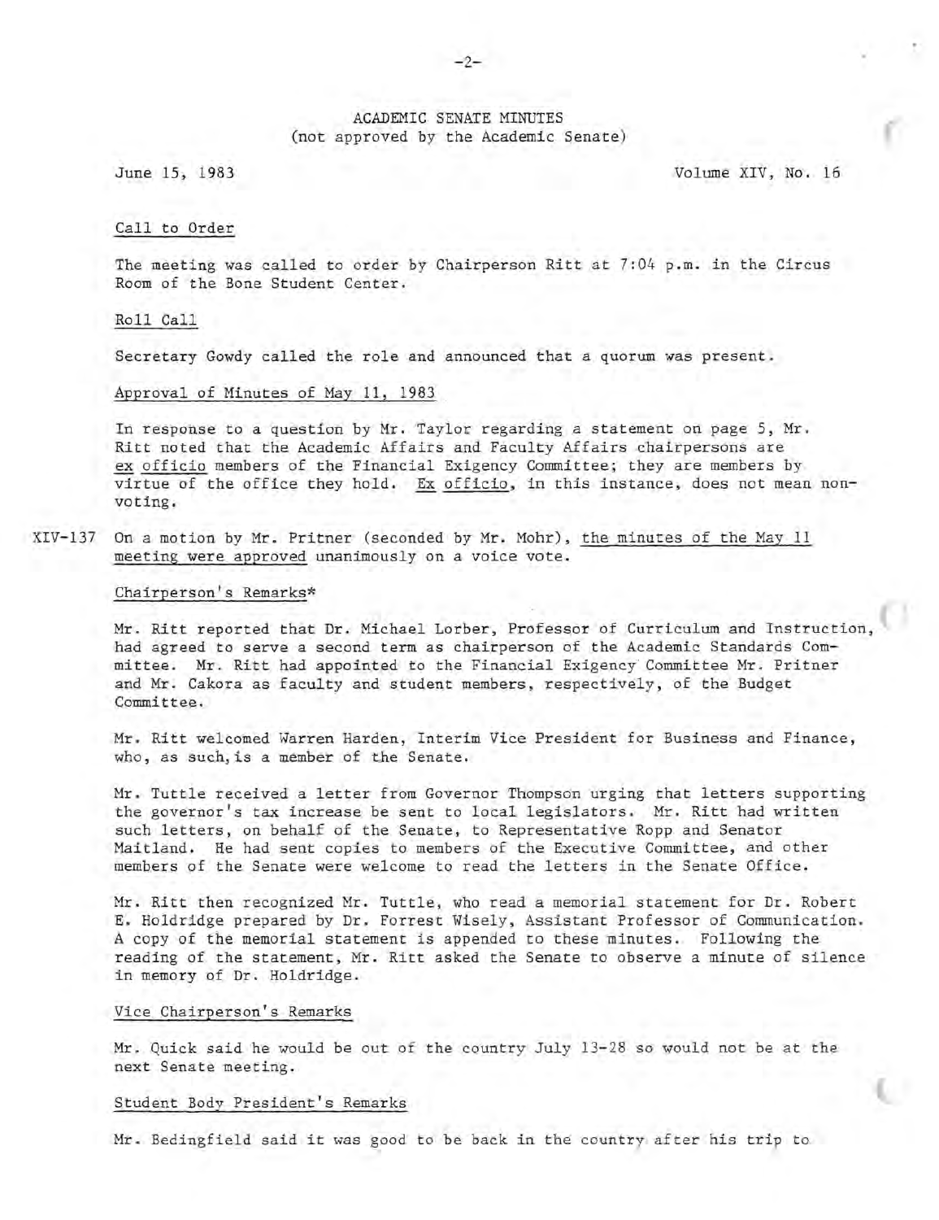ACADEMIC SENATE MINUTES
(not approved by the Academic Senate)

June 15, 1983 Volume XIV, No. 16

Call to Order

The meeting was called to order by Chairperson Ritt at 7:04 p.m. in the Circus Room of the Bone Student Center.

Roll Call

Secretary Gowdy called the role and announced that a quorum was present.

Approval of Minutes of May 11, 1983

In response to a question by Mr. Taylor regarding a statement on page 5, Mr. Ritt noted that the Academic Affairs and Faculty Affairs chairpersons are ex officio members of the Financial Exigency Committee; they are members by virtue of the office they hold. Ex officio, in this instance, does not mean non-voting.

XIV-137 On a motion by Mr. Pritner (seconded by Mr. Mohr), the minutes of the May 11 meeting were approved unanimously on a voice vote.

Chairperson's Remarks*

Mr. Ritt reported that Dr. Michael Lorber, Professor of Curriculum and Instruction, had agreed to serve a second term as chairperson of the Academic Standards Committee. Mr. Ritt had appointed to the Financial Exigency Committee Mr. Pritner and Mr. Cakora as faculty and student members, respectively, of the Budget Committee.

Mr. Ritt welcomed Warren Harden, Interim Vice President for Business and Finance, who, as such, is a member of the Senate.

Mr. Tuttle received a letter from Governor Thompson urging that letters supporting the governor's tax increase be sent to local legislators. Mr. Ritt had written such letters, on behalf of the Senate, to Representative Ropp and Senator Maitland. He had sent copies to members of the Executive Committee, and other members of the Senate were welcome to read the letters in the Senate Office.

Mr. Ritt then recognized Mr. Tuttle, who read a memorial statement for Dr. Robert E. Holdridge prepared by Dr. Forrest Wisely, Assistant Professor of Communication. A copy of the memorial statement is appended to these minutes. Following the reading of the statement, Mr. Ritt asked the Senate to observe a minute of silence in memory of Dr. Holdridge.

Vice Chairperson's Remarks

Mr. Quick said he would be out of the country July 13-28 so would not be at the next Senate meeting.

Student Body President's Remarks

Mr. Bedingfield said it was good to be back in the country after his trip to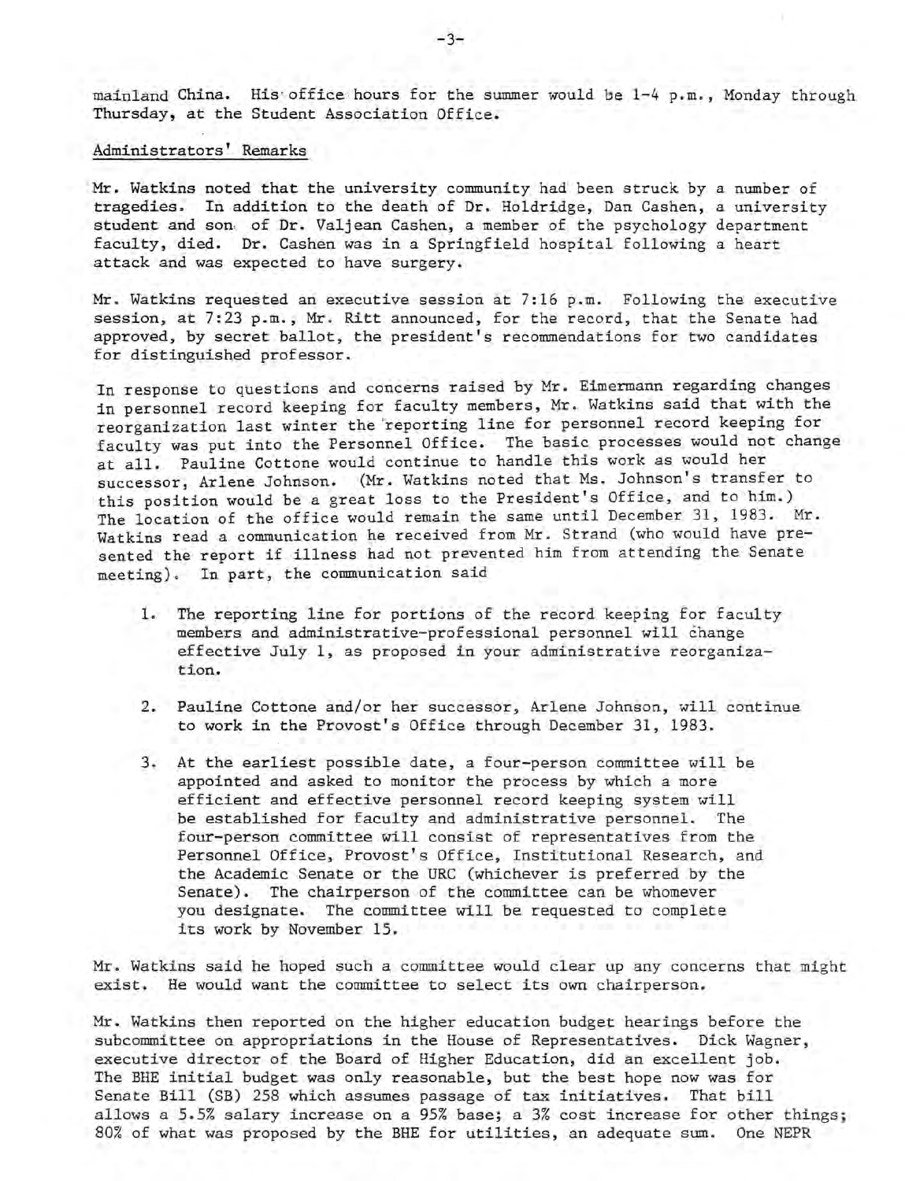mainland China. His office hours for the summer would be 1-4 p.m., Monday through Thursday, at the Student Association Office.

## Administrators' Remarks

Mr. Watkins noted that the university community had been struck by a number of tragedies. In addition to the death of Dr. Holdridge, Dan Cashen, a university student and son of Dr. Valjean Cashen, a member of the psychology department faculty, died. Dr. Cashen was in a Springfield hospital following a heart attack and was expected to have surgery.

Mr. Watkins requested an executive session at 7:16 p.m. Following the executive session, at 7:23 p.m., Mr. Ritt announced, for the record, that the Senate had approved, by secret ballot, the president's recommendations for two candidates for distinguished professor.

In response to questions and concerns raised by Mr. Eimermann regarding changes in personnel record keeping for faculty members, Mr. Watkins said that with the reorganization last winter the reporting line for personnel record keeping for faculty was put into the Personnel Office. The basic processes would not change at all. Pauline Cottone would continue to handle this work as would her successor, Arlene Johnson. (Mr. Watkins noted that Ms. Johnson's transfer to this position would be a great loss to the President's Office, and to him.) The location of the office would remain the same until December 31, 1983. Mr. Watkins read a communication he received from Mr. Strand (who would have presented the report if illness had not prevented him from attending the Senate meeting). In part, the communication said

1. The reporting line for portions of the record keeping for faculty members and administrative-professional personnel will change effective July 1, as proposed in your administrative reorganization.

2. Pauline Cottone and/or her successor, Arlene Johnson, will continue to work in the Provost's Office through December 31, 1983.

3. At the earliest possible date, a four-person committee will be appointed and asked to monitor the process by which a more efficient and effective personnel record keeping system will be established for faculty and administrative personnel. The four-person committee will consist of representatives from the Personnel Office, Provost's Office, Institutional Research, and the Academic Senate or the URC (whichever is preferred by the Senate). The chairperson of the committee can be whomever you designate. The committee will be requested to complete its work by November 15.

Mr. Watkins said he hoped such a committee would clear up any concerns that might exist. He would want the committee to select its own chairperson.

Mr. Watkins then reported on the higher education budget hearings before the subcommittee on appropriations in the House of Representatives. Dick Wagner, executive director of the Board of Higher Education, did an excellent job. The BHE initial budget was only reasonable, but the best hope now was for Senate Bill (SB) 258 which assumes passage of tax initiatives. That bill allows a 5.5% salary increase on a 95% base; a 3% cost increase for other things; 80% of what was proposed by the BHE for utilities, an adequate sum. One NEPR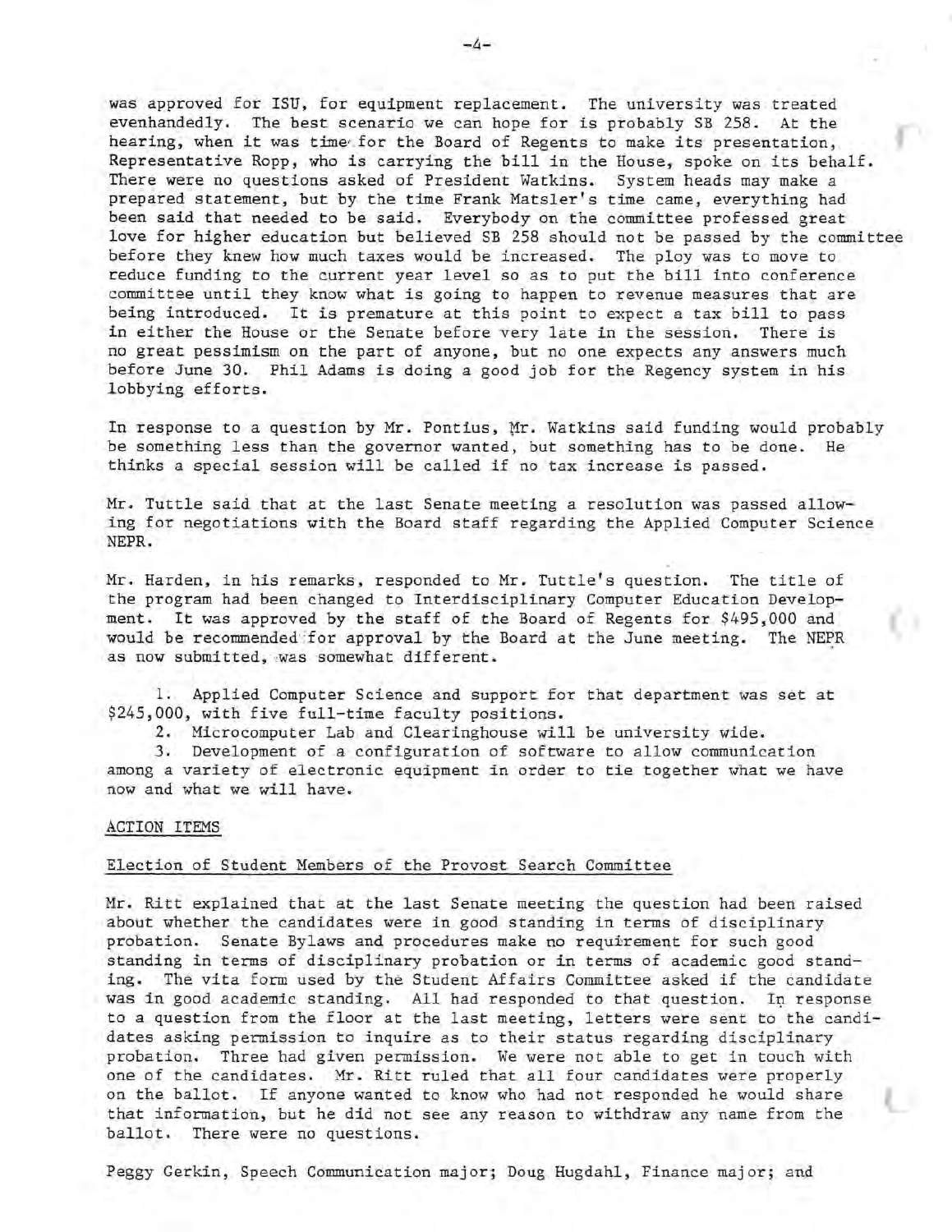was approved for ISU, for equipment replacement. The university was treated evenhandedly. The best scenario we can hope for is probably SB 258. At the hearing, when it was time for the Board of Regents to make its presentation, Representative Ropp, who is carrying the bill in the House, spoke on its behalf. There were no questions asked of President Watkins. System heads may make a prepared statement, but by the time Frank Matsler's time came, everything had been said that needed to be said. Everybody on the committee professed great love for higher education but believed SB 258 should not be passed by the committee before they knew how much taxes would be increased. The ploy was to move to reduce funding to the current year level so as to put the bill into conference committee until they know what is going to happen to revenue measures that are being introduced. It is premature at this point to expect a tax bill to pass in either the House or the Senate before very late in the session. There is no great pessimism on the part of anyone, but no one expects any answers much before June 30. Phil Adams is doing a good job for the Regency system in his lobbying efforts.

In response to a question by Mr. Pontius, Mr. Watkins said funding would probably be something less than the governor wanted, but something has to be done. He thinks a special session will be called if no tax increase is passed.

Mr. Tuttle said that at the last Senate meeting a resolution was passed allowing for negotiations with the Board staff regarding the Applied Computer Science NEPR.

Mr. Harden, in his remarks, responded to Mr. Tuttle's question. The title of the program had been changed to Interdisciplinary Computer Education Development. It was approved by the staff of the Board of Regents for $495,000 and would be recommended for approval by the Board at the June meeting. The NEPR as now submitted, was somewhat different.

1. Applied Computer Science and support for that department was set at $245,000, with five full-time faculty positions.
2. Microcomputer Lab and Clearinghouse will be university wide.
3. Development of a configuration of software to allow communication among a variety of electronic equipment in order to tie together what we have now and what we will have.

ACTION ITEMS

Election of Student Members of the Provost Search Committee

Mr. Ritt explained that at the last Senate meeting the question had been raised about whether the candidates were in good standing in terms of disciplinary probation. Senate Bylaws and procedures make no requirement for such good standing in terms of disciplinary probation or in terms of academic good standing. The vita form used by the Student Affairs Committee asked if the candidate was in good academic standing. All had responded to that question. In response to a question from the floor at the last meeting, letters were sent to the candidates asking permission to inquire as to their status regarding disciplinary probation. Three had given permission. We were not able to get in touch with one of the candidates. Mr. Ritt ruled that all four candidates were properly on the ballot. If anyone wanted to know who had not responded he would share that information, but he did not see any reason to withdraw any name from the ballot. There were no questions.

Peggy Gerkin, Speech Communication major; Doug Hugdahl, Finance major; and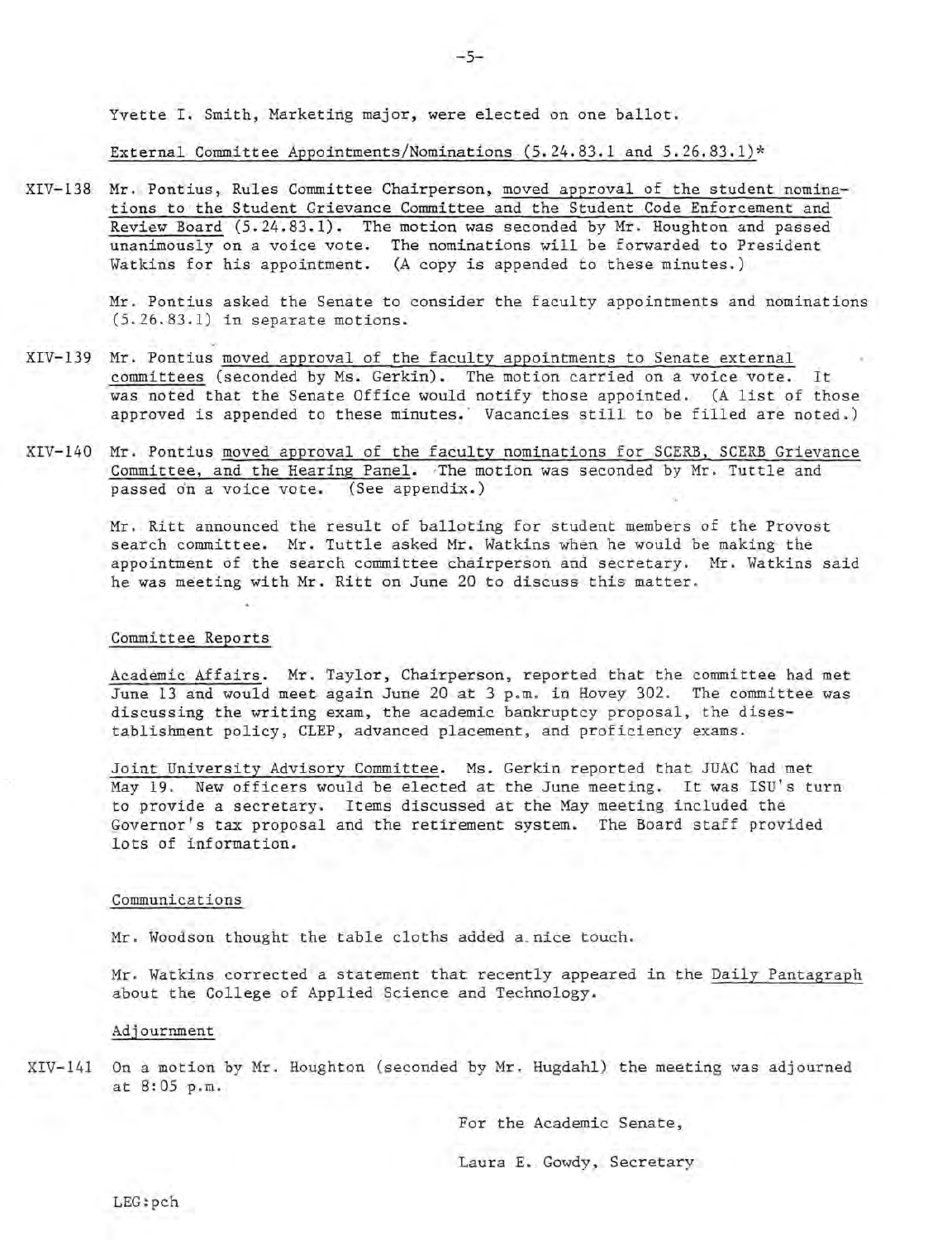Yvette I. Smith, Marketing major, were elected on one ballot.

External Committee Appointments/Nominations (5.24.83.1 and 5.26.83.1)*

XIV-138 Mr. Pontius, Rules Committee Chairperson, moved approval of the student nominations to the Student Grievance Committee and the Student Code Enforcement and Review Board (5.24.83.1). The motion was seconded by Mr. Houghton and passed unanimously on a voice vote. The nominations will be forwarded to President Watkins for his appointment. (A copy is appended to these minutes.)

Mr. Pontius asked the Senate to consider the faculty appointments and nominations (5.26.83.1) in separate motions.

XIV-139 Mr. Pontius moved approval of the faculty appointments to Senate external committees (seconded by Ms. Gerkin). The motion carried on a voice vote. It was noted that the Senate Office would notify those appointed. (A list of those approved is appended to these minutes. Vacancies still to be filled are noted.)

XIV-140 Mr. Pontius moved approval of the faculty nominations for SCERB, SCERB Grievance Committee, and the Hearing Panel. The motion was seconded by Mr. Tuttle and passed on a voice vote. (See appendix.)

Mr. Ritt announced the result of balloting for student members of the Provost search committee. Mr. Tuttle asked Mr. Watkins when he would be making the appointment of the search committee chairperson and secretary. Mr. Watkins said he was meeting with Mr. Ritt on June 20 to discuss this matter.

Committee Reports

Academic Affairs. Mr. Taylor, Chairperson, reported that the committee had met June 13 and would meet again June 20 at 3 p.m. in Hovey 302. The committee was discussing the writing exam, the academic bankruptcy proposal, the disestablishment policy, CLEP, advanced placement, and proficiency exams.

Joint University Advisory Committee. Ms. Gerkin reported that JUAC had met May 19. New officers would be elected at the June meeting. It was ISU's turn to provide a secretary. Items discussed at the May meeting included the Governor's tax proposal and the retirement system. The Board staff provided lots of information.

Communications

Mr. Woodson thought the table cloths added a nice touch.

Mr. Watkins corrected a statement that recently appeared in the Daily Pantagraph about the College of Applied Science and Technology.

Adjournment

XIV-141 On a motion by Mr. Houghton (seconded by Mr. Hugdahl) the meeting was adjourned at 8:05 p.m.

For the Academic Senate,

Laura E. Gowdy, Secretary

LEG:pch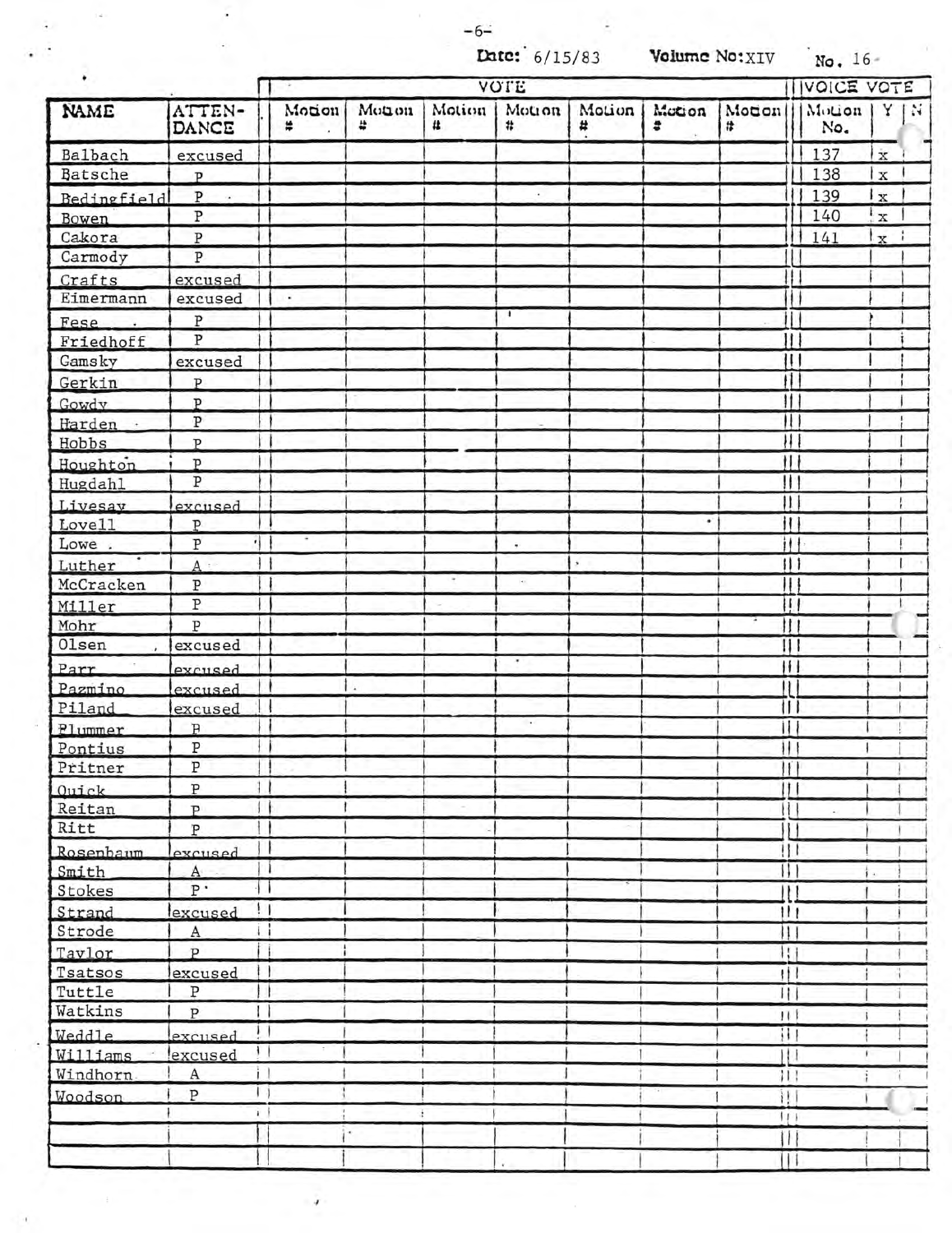Date: 6/15/83 Volume No: XIV No. 16

| NAME | ATTEN-DANCE | VOTE | | | | | | | VOICE VOTE | | |
|---|---|---|---|---|---|---|---|---|---|---|---|
| | | Motion # | Motion # | Motion # | Motion # | Motion # | Motion # | Motion # | Motion No. | Y | N |
| Balbach | excused | | | | | | | | 137 | x | |
| Batsche | P | | | | | | | | 138 | x | |
| Bedingfield | P | | | | | | | | 139 | x | |
| Bowen | P | | | | | | | | 140 | x | |
| Cakora | P | | | | | | | | 141 | x | |
| Carmody | P | | | | | | | | | | |
| Crafts | excused | | | | | | | | | | |
| Eimermann | excused | | | | | | | | | | |
| Fese | P | | | | | | | | | | |
| Friedhoff | P | | | | | | | | | | |
| Gamsky | excused | | | | | | | | | | |
| Gerkin | P | | | | | | | | | | |
| Gowdy | P | | | | | | | | | | |
| Harden | P | | | | | | | | | | |
| Hobbs | P | | | | | | | | | | |
| Houghton | P | | | | | | | | | | |
| Hugdahl | P | | | | | | | | | | |
| Livesay | excused | | | | | | | | | | |
| Lovell | P | | | | | | | | | | |
| Lowe | P | | | | | | | | | | |
| Luther | A | | | | | | | | | | |
| McCracken | P | | | | | | | | | | |
| Miller | P | | | | | | | | | | |
| Mohr | P | | | | | | | | | | |
| Olsen | excused | | | | | | | | | | |
| Parr | excused | | | | | | | | | | |
| Pazmino | excused | | | | | | | | | | |
| Piland | excused | | | | | | | | | | |
| Plummer | P | | | | | | | | | | |
| Pontius | P | | | | | | | | | | |
| Pritner | P | | | | | | | | | | |
| Quick | P | | | | | | | | | | |
| Reitan | P | | | | | | | | | | |
| Ritt | P | | | | | | | | | | |
| Rosenbaum | excused | | | | | | | | | | |
| Smith | A | | | | | | | | | | |
| Stokes | P | | | | | | | | | | |
| Strand | excused | | | | | | | | | | |
| Strode | A | | | | | | | | | | |
| Taylor | P | | | | | | | | | | |
| Tsatsos | excused | | | | | | | | | | |
| Tuttle | P | | | | | | | | | | |
| Watkins | P | | | | | | | | | | |
| Weddle | excused | | | | | | | | | | |
| Williams | excused | | | | | | | | | | |
| Windhorn | A | | | | | | | | | | |
| Woodson | P | | | | | | | | | | |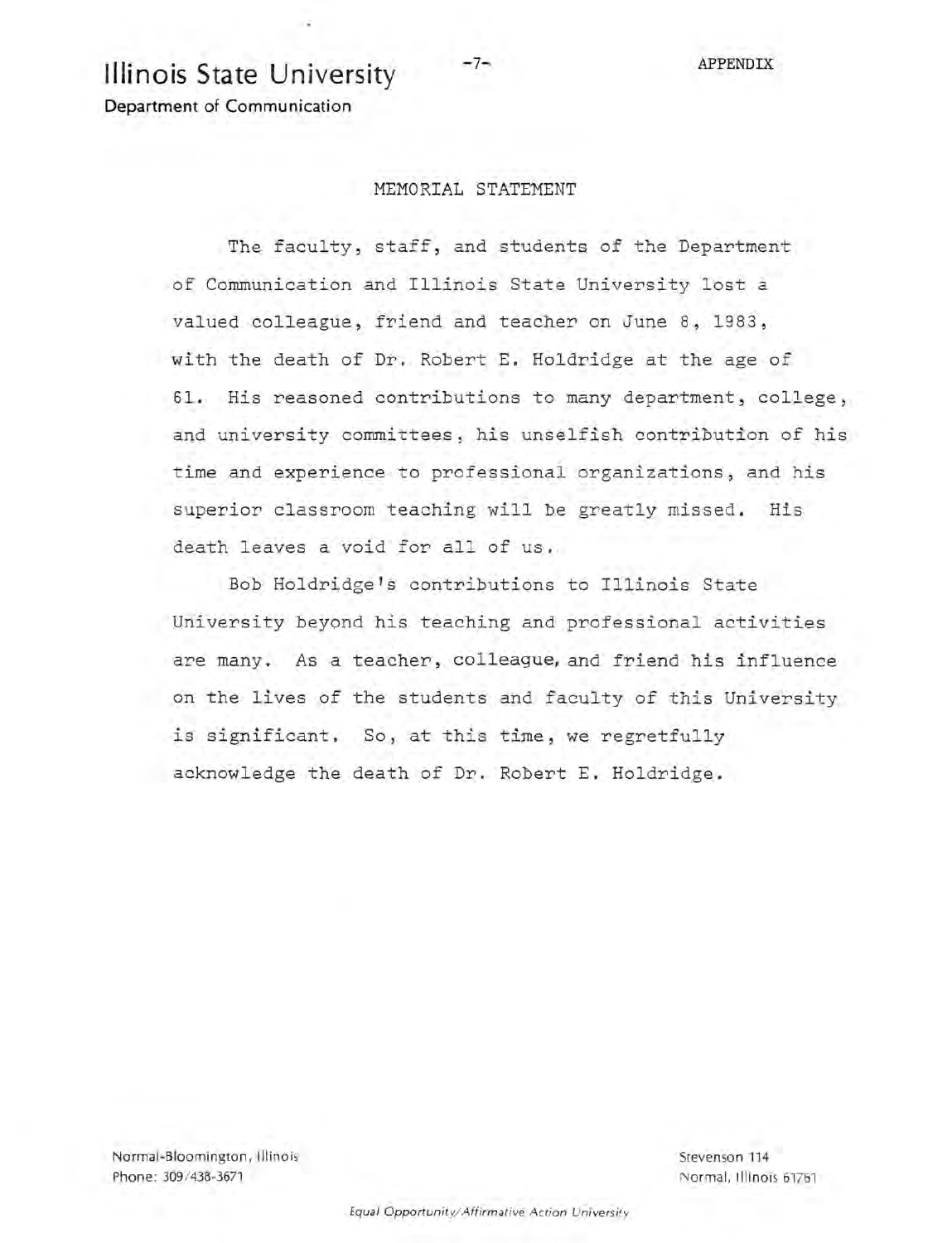# Illinois State University

**Department of Communication**

APPENDIX

## MEMORIAL STATEMENT

The faculty, staff, and students of the Department of Communication and Illinois State University lost a valued colleague, friend and teacher on June 8, 1983, with the death of Dr. Robert E. Holdridge at the age of 61. His reasoned contributions to many department, college, and university committees, his unselfish contribution of his time and experience to professional organizations, and his superior classroom teaching will be greatly missed. His death leaves a void for all of us.

Bob Holdridge's contributions to Illinois State University beyond his teaching and professional activities are many. As a teacher, colleague, and friend his influence on the lives of the students and faculty of this University is significant. So, at this time, we regretfully acknowledge the death of Dr. Robert E. Holdridge.

Normal-Bloomington, Illinois
Phone: 309/438-3671

Stevenson 114
Normal, Illinois 61761

*Equal Opportunity/Affirmative Action University*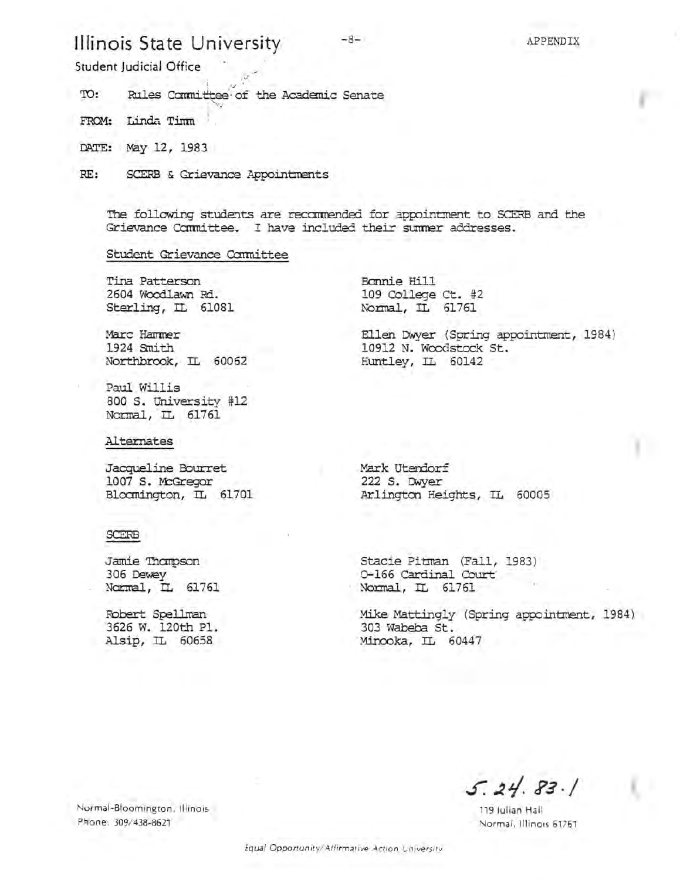APPENDIX

# Illinois State University

Student Judicial Office

TO: Rules Committee of the Academic Senate

FROM: Linda Timm

DATE: May 12, 1983

RE: SCERB & Grievance Appointments

The following students are recommended for appointment to SCERB and the Grievance Committee. I have included their summer addresses.

## Student Grievance Committee

Tina Patterson
2604 Woodlawn Rd.
Sterling, IL 61081

Marc Hammer
1924 Smith
Northbrook, IL 60062

Paul Willis
800 S. University #12
Normal, IL 61761

Bonnie Hill
109 College Ct. #2
Normal, IL 61761

Ellen Dwyer (Spring appointment, 1984)
10912 N. Woodstock St.
Huntley, IL 60142

### Alternates

Jacqueline Bourret
1007 S. McGregor
Bloomington, IL 61701

Mark Utendorf
222 S. Dwyer
Arlington Heights, IL 60005

## SCERB

Jamie Thompson
306 Dewey
Normal, IL 61761

Robert Spellman
3626 W. 120th Pl.
Alsip, IL 60658

Stacie Pitman (Fall, 1983)
C-166 Cardinal Court
Normal, IL 61761

Mike Mattingly (Spring appointment, 1984)
303 Wabeba St.
Minooka, IL 60447

5.24.83.1

Normal-Bloomington, Illinois
Phone: 309/438-8621

119 Julian Hall
Normal, Illinois 61761

*Equal Opportunity/Affirmative Action University*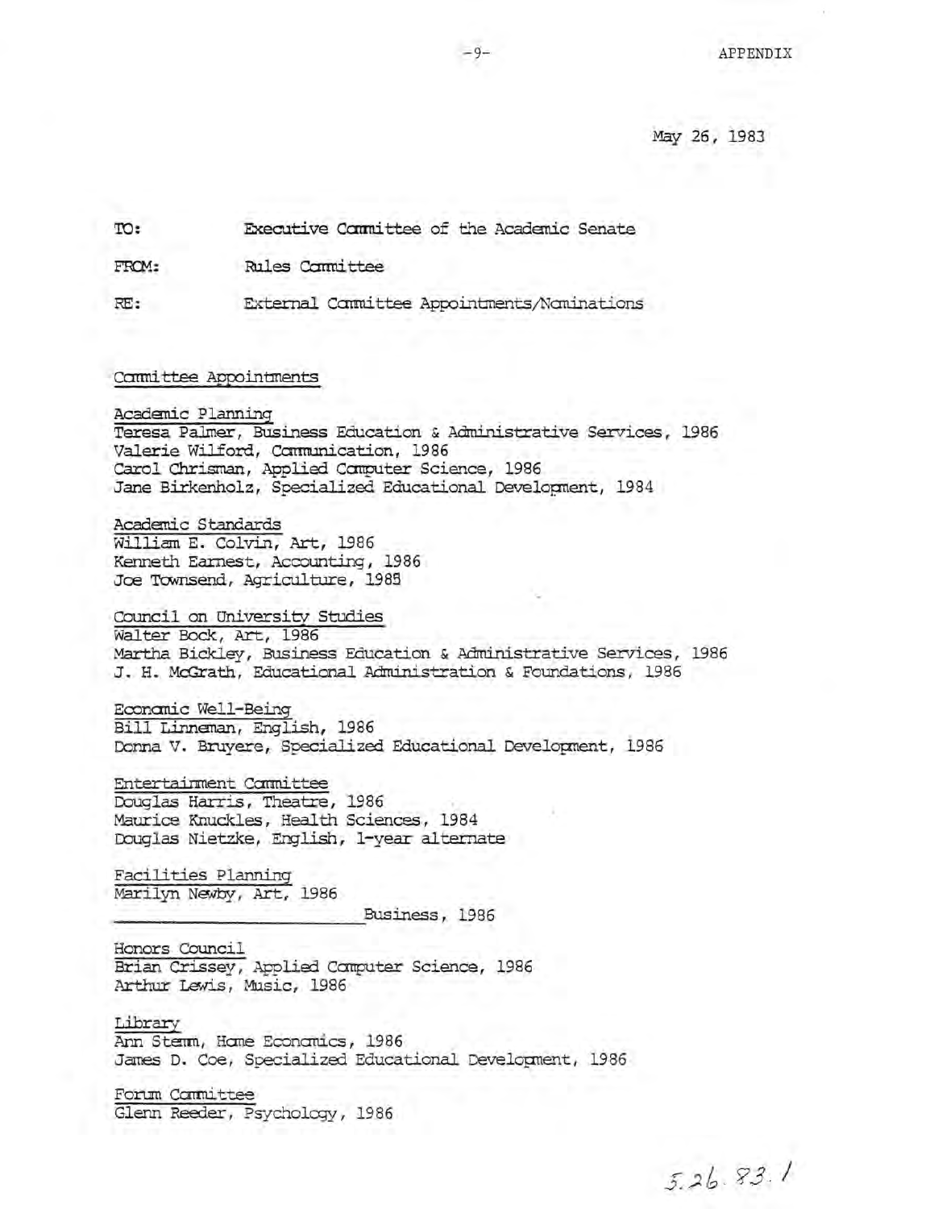APPENDIX

May 26, 1983

TO: Executive Committee of the Academic Senate

FROM: Rules Committee

RE: External Committee Appointments/Nominations

## Committee Appointments

Academic Planning
Teresa Palmer, Business Education & Administrative Services, 1986
Valerie Wilford, Communication, 1986
Carol Chrisman, Applied Computer Science, 1986
Jane Birkenholz, Specialized Educational Development, 1984

Academic Standards
William E. Colvin, Art, 1986
Kenneth Earnest, Accounting, 1986
Joe Townsend, Agriculture, 1985

Council on University Studies
Walter Bock, Art, 1986
Martha Bickley, Business Education & Administrative Services, 1986
J. H. McGrath, Educational Administration & Foundations, 1986

Economic Well-Being
Bill Linneman, English, 1986
Donna V. Bruyere, Specialized Educational Development, 1986

Entertainment Committee
Douglas Harris, Theatre, 1986
Maurice Knuckles, Health Sciences, 1984
Douglas Nietzke, English, 1-year alternate

Facilities Planning
Marilyn Newby, Art, 1986
______________ Business, 1986

Honors Council
Brian Crissey, Applied Computer Science, 1986
Arthur Lewis, Music, 1986

Library
Ann Stemm, Home Economics, 1986
James D. Coe, Specialized Educational Development, 1986

Forum Committee
Glenn Reeder, Psychology, 1986

5.26.83.1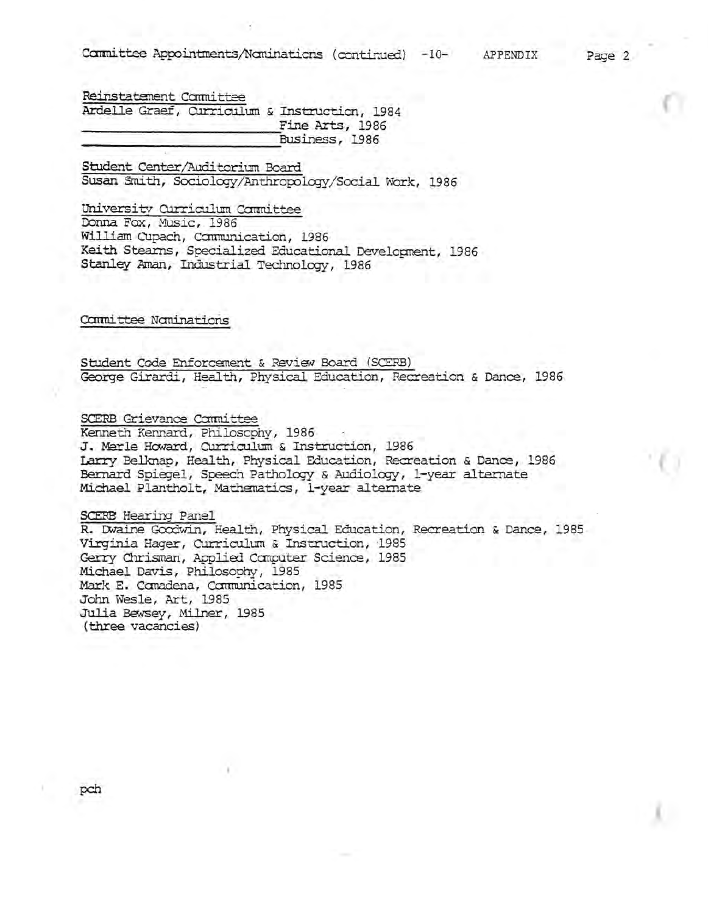Reinstatement Committee

Ardelle Graef, Curriculum & Instruction, 1984

_______________ Fine Arts, 1986

_______________ Business, 1986

Student Center/Auditorium Board

Susan Smith, Sociology/Anthropology/Social Work, 1986

University Curriculum Committee

Donna Fox, Music, 1986

William Cupach, Communication, 1986

Keith Stearns, Specialized Educational Development, 1986

Stanley Aman, Industrial Technology, 1986

## Committee Nominations

Student Code Enforcement & Review Board (SCERB)

George Girardi, Health, Physical Education, Recreation & Dance, 1986

SCERB Grievance Committee

Kenneth Kennard, Philosophy, 1986

J. Merle Howard, Curriculum & Instruction, 1986

Larry Belknap, Health, Physical Education, Recreation & Dance, 1986

Bernard Spiegel, Speech Pathology & Audiology, 1-year alternate

Michael Plantholt, Mathematics, 1-year alternate

SCERB Hearing Panel

R. Dwaine Goodwin, Health, Physical Education, Recreation & Dance, 1985

Virginia Hager, Curriculum & Instruction, 1985

Gerry Chrisman, Applied Computer Science, 1985

Michael Davis, Philosophy, 1985

Mark E. Canadena, Communication, 1985

John Wesle, Art, 1985

Julia Bewsey, Milner, 1985

(three vacancies)

pch